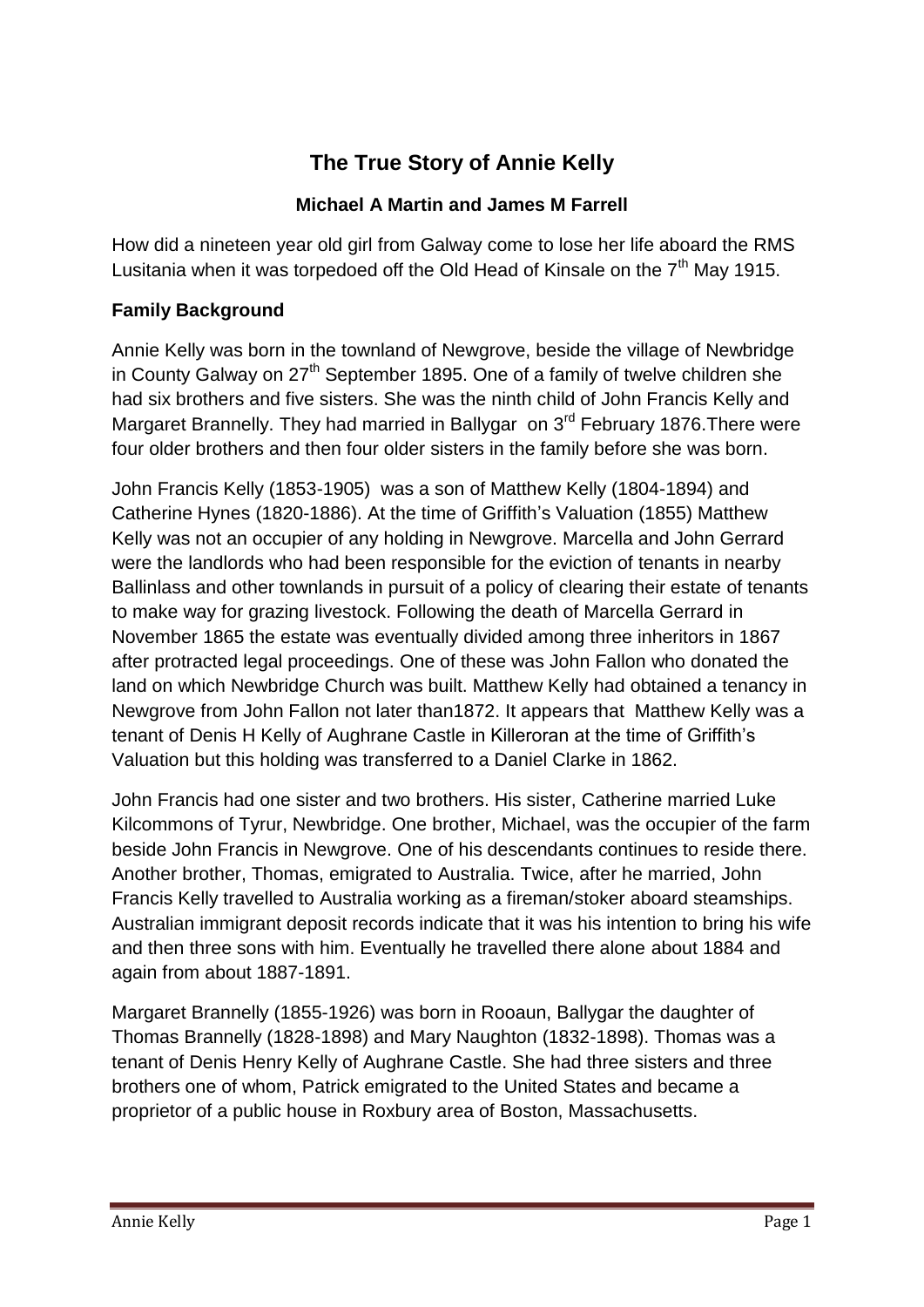# The True Story of Annie Kelly

**Michael A Martin and James M Farrell**

How did a nineteen year old girl from Galway come to lose her life aboard the RMS Lusitania when it was torpedoed off the Old Head of Kinsale on the 7th May 1915.

## Family Background

Annie Kelly was born in the townland of Newgrove, beside the village of Newbridge in County Galway on 27th September 1895. One of a family of twelve children she had six brothers and five sisters. She was the ninth child of John Francis Kelly and Margaret Brannelly. They had married in Ballygar on 3rd February 1876.There were four older brothers and then four older sisters in the family before she was born.

John Francis Kelly (1853-1905) was a son of Matthew Kelly (1804-1894) and Catherine Hynes (1820-1886). At the time of Griffith's Valuation (1855) Matthew Kelly was not an occupier of any holding in Newgrove. Marcella and John Gerrard were the landlords who had been responsible for the eviction of tenants in nearby Ballinlass and other townlands in pursuit of a policy of clearing their estate of tenants to make way for grazing livestock. Following the death of Marcella Gerrard in November 1865 the estate was eventually divided among three inheritors in 1867 after protracted legal proceedings. One of these was John Fallon who donated the land on which Newbridge Church was built. Matthew Kelly had obtained a tenancy in Newgrove from John Fallon not later than1872. It appears that Matthew Kelly was a tenant of Denis H Kelly of Aughrane Castle in Killeroran at the time of Griffith's Valuation but this holding was transferred to a Daniel Clarke in 1862.

John Francis had one sister and two brothers. His sister, Catherine married Luke Kilcommons of Tyrur, Newbridge. One brother, Michael, was the occupier of the farm beside John Francis in Newgrove. One of his descendants continues to reside there. Another brother, Thomas, emigrated to Australia. Twice, after he married, John Francis Kelly travelled to Australia working as a fireman/stoker aboard steamships. Australian immigrant deposit records indicate that it was his intention to bring his wife and then three sons with him. Eventually he travelled there alone about 1884 and again from about 1887-1891.

Margaret Brannelly (1855-1926) was born in Rooaun, Ballygar the daughter of Thomas Brannelly (1828-1898) and Mary Naughton (1832-1898). Thomas was a tenant of Denis Henry Kelly of Aughrane Castle. She had three sisters and three brothers one of whom, Patrick emigrated to the United States and became a proprietor of a public house in Roxbury area of Boston, Massachusetts.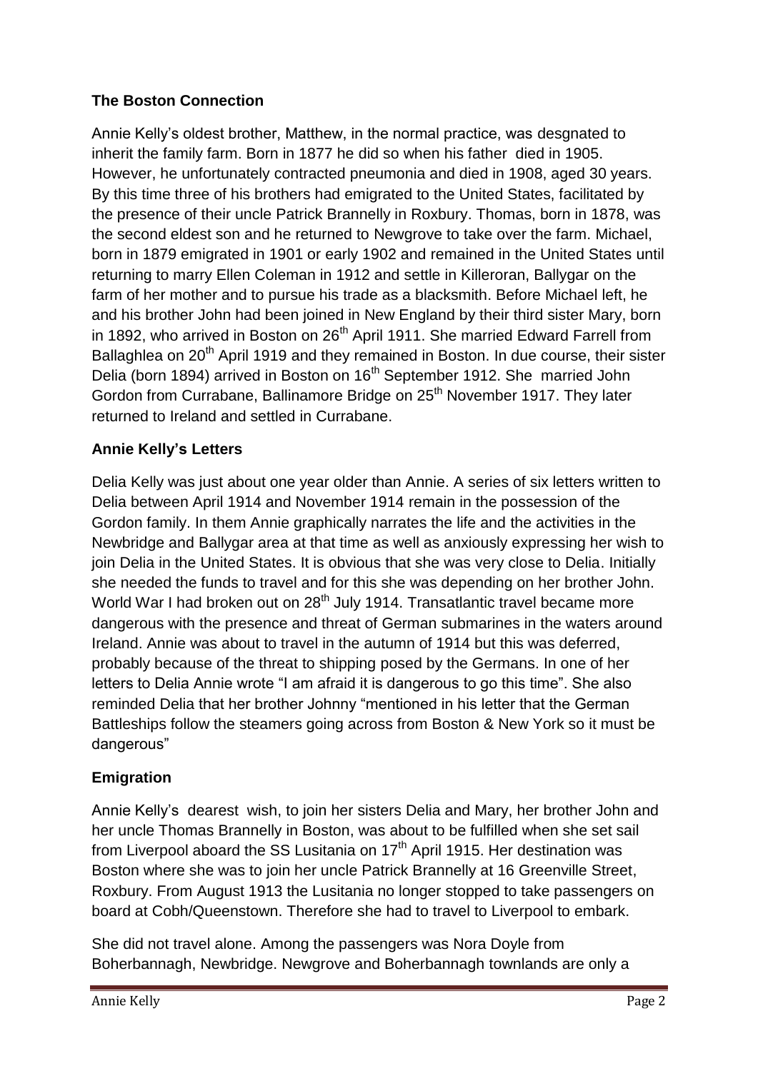### The Boston Connection

Annie Kelly's oldest brother, Matthew, in the normal practice, was desgnated to inherit the family farm. Born in 1877 he did so when his father died in 1905. However, he unfortunately contracted pneumonia and died in 1908, aged 30 years. By this time three of his brothers had emigrated to the United States, facilitated by the presence of their uncle Patrick Brannelly in Roxbury. Thomas, born in 1878, was the second eldest son and he returned to Newgrove to take over the farm. Michael, born in 1879 emigrated in 1901 or early 1902 and remained in the United States until returning to marry Ellen Coleman in 1912 and settle in Killeroran, Ballygar on the farm of her mother and to pursue his trade as a blacksmith. Before Michael left, he and his brother John had been joined in New England by their third sister Mary, born in 1892, who arrived in Boston on 26th April 1911. She married Edward Farrell from Ballaghlea on 20th April 1919 and they remained in Boston. In due course, their sister Delia (born 1894) arrived in Boston on 16th September 1912. She married John Gordon from Currabane, Ballinamore Bridge on 25th November 1917. They later returned to Ireland and settled in Currabane.

### Annie Kelly's Letters

Delia Kelly was just about one year older than Annie. A series of six letters written to Delia between April 1914 and November 1914 remain in the possession of the Gordon family. In them Annie graphically narrates the life and the activities in the Newbridge and Ballygar area at that time as well as anxiously expressing her wish to join Delia in the United States. It is obvious that she was very close to Delia. Initially she needed the funds to travel and for this she was depending on her brother John. World War I had broken out on 28th July 1914. Transatlantic travel became more dangerous with the presence and threat of German submarines in the waters around Ireland. Annie was about to travel in the autumn of 1914 but this was deferred, probably because of the threat to shipping posed by the Germans. In one of her letters to Delia Annie wrote "I am afraid it is dangerous to go this time". She also reminded Delia that her brother Johnny "mentioned in his letter that the German Battleships follow the steamers going across from Boston & New York so it must be dangerous"

### Emigration

Annie Kelly's dearest wish, to join her sisters Delia and Mary, her brother John and her uncle Thomas Brannelly in Boston, was about to be fulfilled when she set sail from Liverpool aboard the SS Lusitania on 17th April 1915. Her destination was Boston where she was to join her uncle Patrick Brannelly at 16 Greenville Street, Roxbury. From August 1913 the Lusitania no longer stopped to take passengers on board at Cobh/Queenstown. Therefore she had to travel to Liverpool to embark.

She did not travel alone. Among the passengers was Nora Doyle from Boherbannagh, Newbridge. Newgrove and Boherbannagh townlands are only a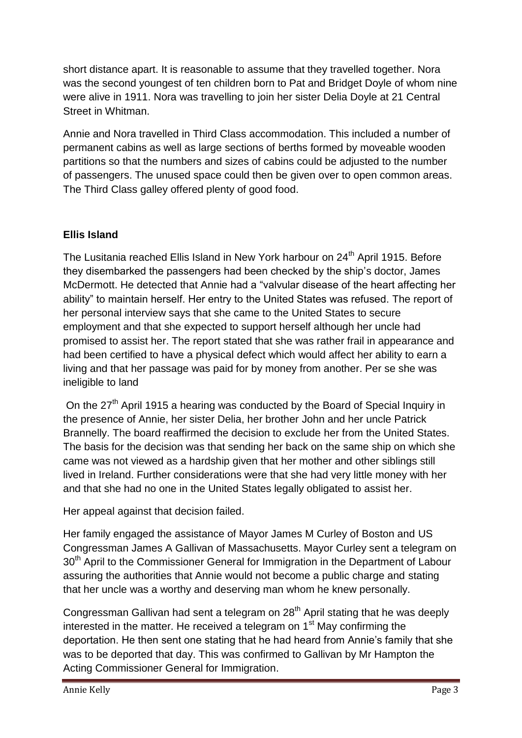short distance apart. It is reasonable to assume that they travelled together. Nora was the second youngest of ten children born to Pat and Bridget Doyle of whom nine were alive in 1911. Nora was travelling to join her sister Delia Doyle at 21 Central Street in Whitman.

Annie and Nora travelled in Third Class accommodation. This included a number of permanent cabins as well as large sections of berths formed by moveable wooden partitions so that the numbers and sizes of cabins could be adjusted to the number of passengers. The unused space could then be given over to open common areas. The Third Class galley offered plenty of good food.

## Ellis Island

The Lusitania reached Ellis Island in New York harbour on 24th April 1915. Before they disembarked the passengers had been checked by the ship's doctor, James McDermott. He detected that Annie had a "valvular disease of the heart affecting her ability" to maintain herself. Her entry to the United States was refused. The report of her personal interview says that she came to the United States to secure employment and that she expected to support herself although her uncle had promised to assist her. The report stated that she was rather frail in appearance and had been certified to have a physical defect which would affect her ability to earn a living and that her passage was paid for by money from another. Per se she was ineligible to land

On the 27th April 1915 a hearing was conducted by the Board of Special Inquiry in the presence of Annie, her sister Delia, her brother John and her uncle Patrick Brannelly. The board reaffirmed the decision to exclude her from the United States. The basis for the decision was that sending her back on the same ship on which she came was not viewed as a hardship given that her mother and other siblings still lived in Ireland. Further considerations were that she had very little money with her and that she had no one in the United States legally obligated to assist her.

Her appeal against that decision failed.

Her family engaged the assistance of Mayor James M Curley of Boston and US Congressman James A Gallivan of Massachusetts. Mayor Curley sent a telegram on 30th April to the Commissioner General for Immigration in the Department of Labour assuring the authorities that Annie would not become a public charge and stating that her uncle was a worthy and deserving man whom he knew personally.

Congressman Gallivan had sent a telegram on 28th April stating that he was deeply interested in the matter. He received a telegram on 1st May confirming the deportation. He then sent one stating that he had heard from Annie's family that she was to be deported that day. This was confirmed to Gallivan by Mr Hampton the Acting Commissioner General for Immigration.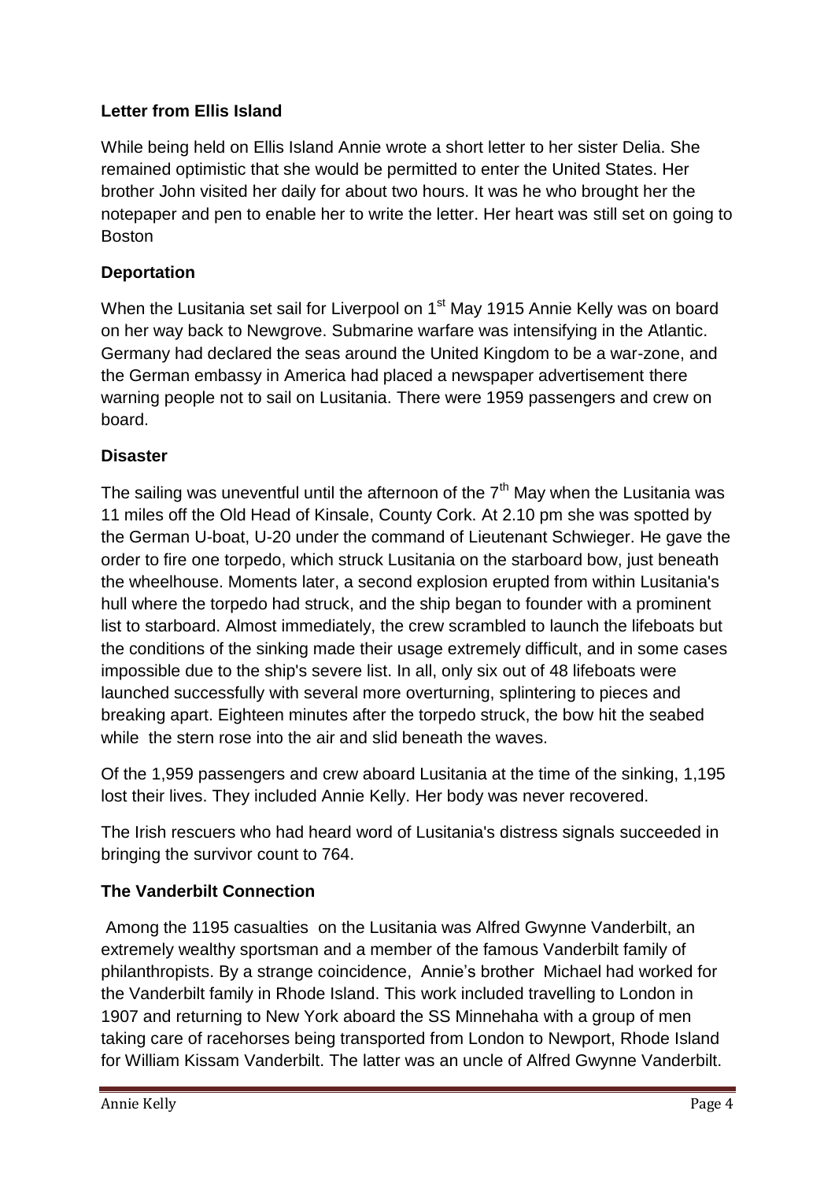## Letter from Ellis Island

While being held on Ellis Island Annie wrote a short letter to her sister Delia. She remained optimistic that she would be permitted to enter the United States. Her brother John visited her daily for about two hours. It was he who brought her the notepaper and pen to enable her to write the letter. Her heart was still set on going to Boston

## Deportation

When the Lusitania set sail for Liverpool on 1st May 1915 Annie Kelly was on board on her way back to Newgrove. Submarine warfare was intensifying in the Atlantic. Germany had declared the seas around the United Kingdom to be a war-zone, and the German embassy in America had placed a newspaper advertisement there warning people not to sail on Lusitania. There were 1959 passengers and crew on board.

## Disaster

The sailing was uneventful until the afternoon of the 7th May when the Lusitania was 11 miles off the Old Head of Kinsale, County Cork. At 2.10 pm she was spotted by the German U-boat, U-20 under the command of Lieutenant Schwieger. He gave the order to fire one torpedo, which struck Lusitania on the starboard bow, just beneath the wheelhouse. Moments later, a second explosion erupted from within Lusitania's hull where the torpedo had struck, and the ship began to founder with a prominent list to starboard. Almost immediately, the crew scrambled to launch the lifeboats but the conditions of the sinking made their usage extremely difficult, and in some cases impossible due to the ship's severe list. In all, only six out of 48 lifeboats were launched successfully with several more overturning, splintering to pieces and breaking apart. Eighteen minutes after the torpedo struck, the bow hit the seabed while the stern rose into the air and slid beneath the waves.

Of the 1,959 passengers and crew aboard Lusitania at the time of the sinking, 1,195 lost their lives. They included Annie Kelly. Her body was never recovered.

The Irish rescuers who had heard word of Lusitania's distress signals succeeded in bringing the survivor count to 764.

## The Vanderbilt Connection

Among the 1195 casualties on the Lusitania was Alfred Gwynne Vanderbilt, an extremely wealthy sportsman and a member of the famous Vanderbilt family of philanthropists. By a strange coincidence, Annie's brother Michael had worked for the Vanderbilt family in Rhode Island. This work included travelling to London in 1907 and returning to New York aboard the SS Minnehaha with a group of men taking care of racehorses being transported from London to Newport, Rhode Island for William Kissam Vanderbilt. The latter was an uncle of Alfred Gwynne Vanderbilt.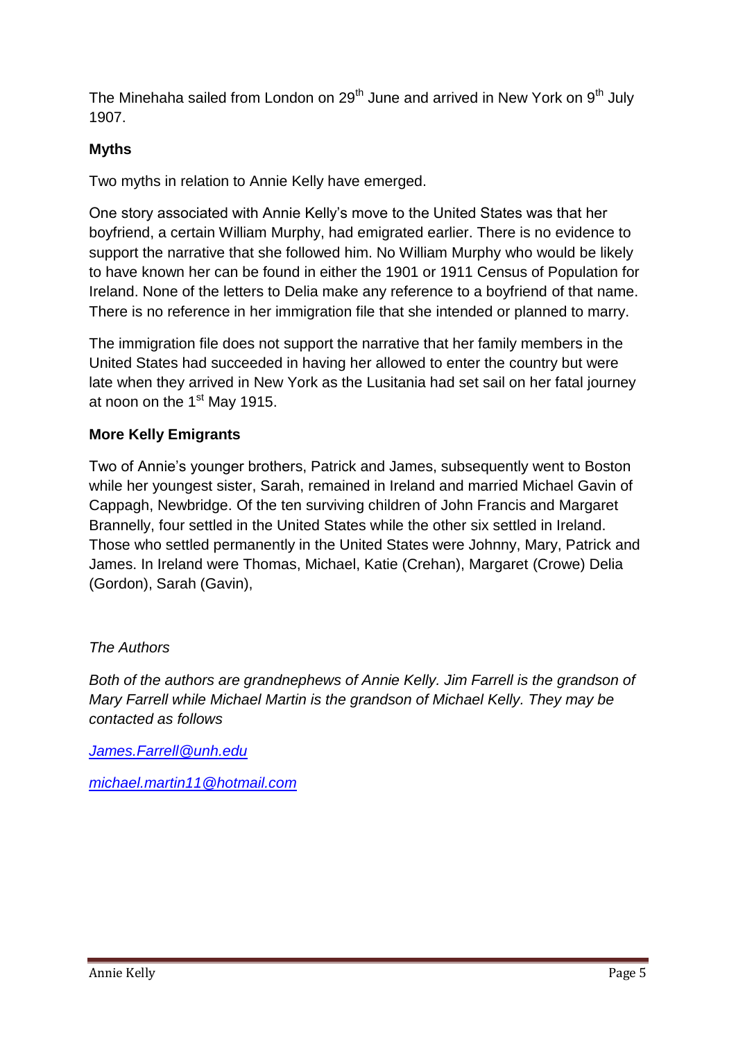The Minehaha sailed from London on 29th June and arrived in New York on 9th July 1907.

**Myths**

Two myths in relation to Annie Kelly have emerged.

One story associated with Annie Kelly's move to the United States was that her boyfriend, a certain William Murphy, had emigrated earlier. There is no evidence to support the narrative that she followed him. No William Murphy who would be likely to have known her can be found in either the 1901 or 1911 Census of Population for Ireland. None of the letters to Delia make any reference to a boyfriend of that name. There is no reference in her immigration file that she intended or planned to marry.

The immigration file does not support the narrative that her family members in the United States had succeeded in having her allowed to enter the country but were late when they arrived in New York as the Lusitania had set sail on her fatal journey at noon on the 1st May 1915.

**More Kelly Emigrants**

Two of Annie's younger brothers, Patrick and James, subsequently went to Boston while her youngest sister, Sarah, remained in Ireland and married Michael Gavin of Cappagh, Newbridge. Of the ten surviving children of John Francis and Margaret Brannelly, four settled in the United States while the other six settled in Ireland. Those who settled permanently in the United States were Johnny, Mary, Patrick and James. In Ireland were Thomas, Michael, Katie (Crehan), Margaret (Crowe) Delia (Gordon), Sarah (Gavin),

*The Authors*

*Both of the authors are grandnephews of Annie Kelly. Jim Farrell is the grandson of Mary Farrell while Michael Martin is the grandson of Michael Kelly. They may be contacted as follows*

*James.Farrell@unh.edu*

*michael.martin11@hotmail.com*